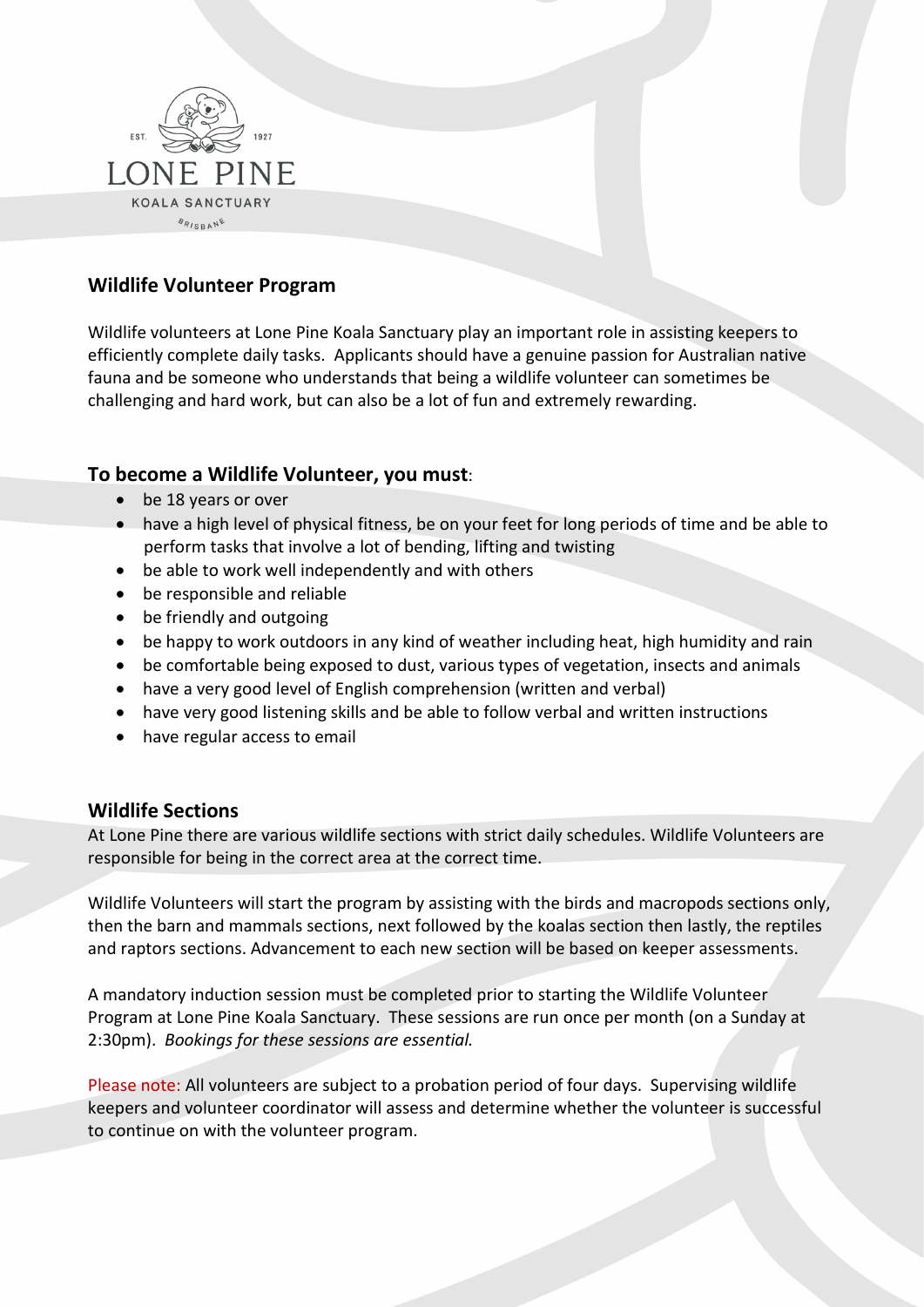## Wildlife Volunteer Program

Wildlife volunteers at Lone Pine Koala Sanctuary play an important role in assisting keepers to efficiently complete daily tasks. Applicants should have a genuine passion for Australian native fauna and be someone who understands that being a wildlife volunteer can sometimes be challenging and hard work, but can also be a lot of fun and extremely rewarding.

### **To become a Wildlife Volunteer, you must**:

- be 18 years or over
- have a high level of physical fitness, be on your feet for long periods of time and be able to perform tasks that involve a lot of bending, lifting and twisting
- be able to work well independently and with others
- be responsible and reliable
- be friendly and outgoing
- be happy to work outdoors in any kind of weather including heat, high humidity and rain
- be comfortable being exposed to dust, various types of vegetation, insects and animals
- have a very good level of English comprehension (written and verbal)
- have very good listening skills and be able to follow verbal and written instructions
- have regular access to email

### Wildlife Sections

At Lone Pine there are various wildlife sections with strict daily schedules. Wildlife Volunteers are responsible for being in the correct area at the correct time.

Wildlife Volunteers will start the program by assisting with the birds and macropods sections only, then the barn and mammals sections, next followed by the koalas section then lastly, the reptiles and raptors sections. Advancement to each new section will be based on keeper assessments.

A mandatory induction session must be completed prior to starting the Wildlife Volunteer Program at Lone Pine Koala Sanctuary. These sessions are run once per month (on a Sunday at 2:30pm). *Bookings for these sessions are essential.*

Please note: All volunteers are subject to a probation period of four days. Supervising wildlife keepers and volunteer coordinator will assess and determine whether the volunteer is successful to continue on with the volunteer program.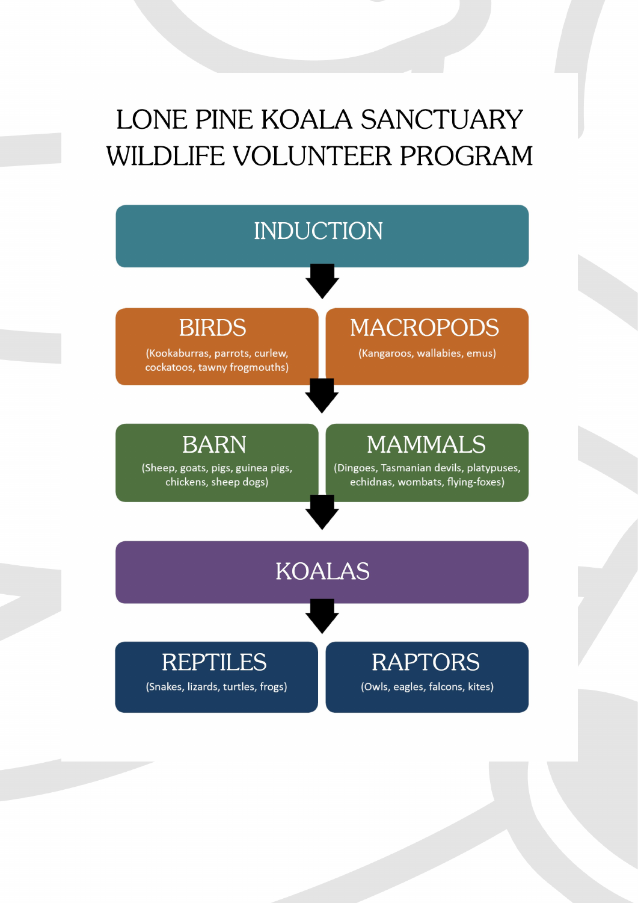# LONE PINE KOALA SANCTUARY WILDLIFE VOLUNTEER PROGRAM

## INDUCTION

↓

## BIRDS

(Kookaburras, parrots, curlew, cockatoos, tawny frogmouths)

## MACROPODS

(Kangaroos, wallabies, emus)

↓

## BARN

(Sheep, goats, pigs, guinea pigs, chickens, sheep dogs)

## MAMMALS

(Dingoes, Tasmanian devils, platypuses, echidnas, wombats, flying-foxes)

↓

## KOALAS

↓

## REPTILES

(Snakes, lizards, turtles, frogs)

## RAPTORS

(Owls, eagles, falcons, kites)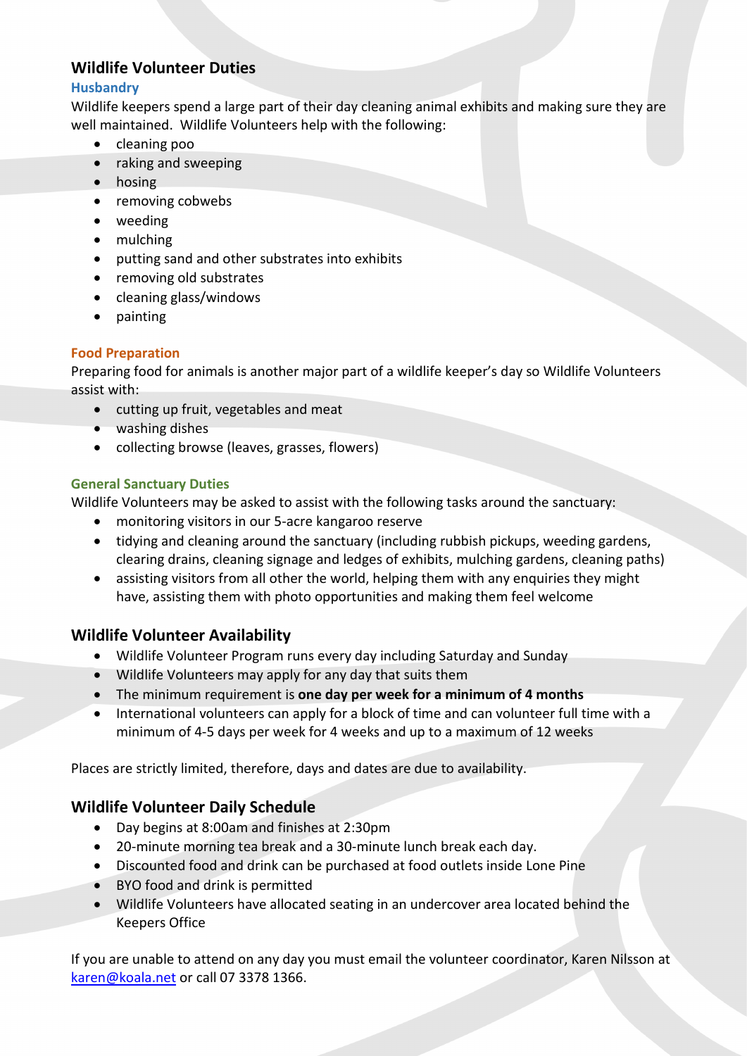## Wildlife Volunteer Duties

### Husbandry

Wildlife keepers spend a large part of their day cleaning animal exhibits and making sure they are well maintained. Wildlife Volunteers help with the following:

- cleaning poo
- raking and sweeping
- hosing
- removing cobwebs
- weeding
- mulching
- putting sand and other substrates into exhibits
- removing old substrates
- cleaning glass/windows
- painting

### Food Preparation

Preparing food for animals is another major part of a wildlife keeper's day so Wildlife Volunteers assist with:

- cutting up fruit, vegetables and meat
- washing dishes
- collecting browse (leaves, grasses, flowers)

### General Sanctuary Duties

Wildlife Volunteers may be asked to assist with the following tasks around the sanctuary:

- monitoring visitors in our 5-acre kangaroo reserve
- tidying and cleaning around the sanctuary (including rubbish pickups, weeding gardens, clearing drains, cleaning signage and ledges of exhibits, mulching gardens, cleaning paths)
- assisting visitors from all other the world, helping them with any enquiries they might have, assisting them with photo opportunities and making them feel welcome

## Wildlife Volunteer Availability

- Wildlife Volunteer Program runs every day including Saturday and Sunday
- Wildlife Volunteers may apply for any day that suits them
- The minimum requirement is **one day per week for a minimum of 4 months**
- International volunteers can apply for a block of time and can volunteer full time with a minimum of 4-5 days per week for 4 weeks and up to a maximum of 12 weeks

Places are strictly limited, therefore, days and dates are due to availability.

## Wildlife Volunteer Daily Schedule

- Day begins at 8:00am and finishes at 2:30pm
- 20-minute morning tea break and a 30-minute lunch break each day.
- Discounted food and drink can be purchased at food outlets inside Lone Pine
- BYO food and drink is permitted
- Wildlife Volunteers have allocated seating in an undercover area located behind the Keepers Office

If you are unable to attend on any day you must email the volunteer coordinator, Karen Nilsson at karen@koala.net or call 07 3378 1366.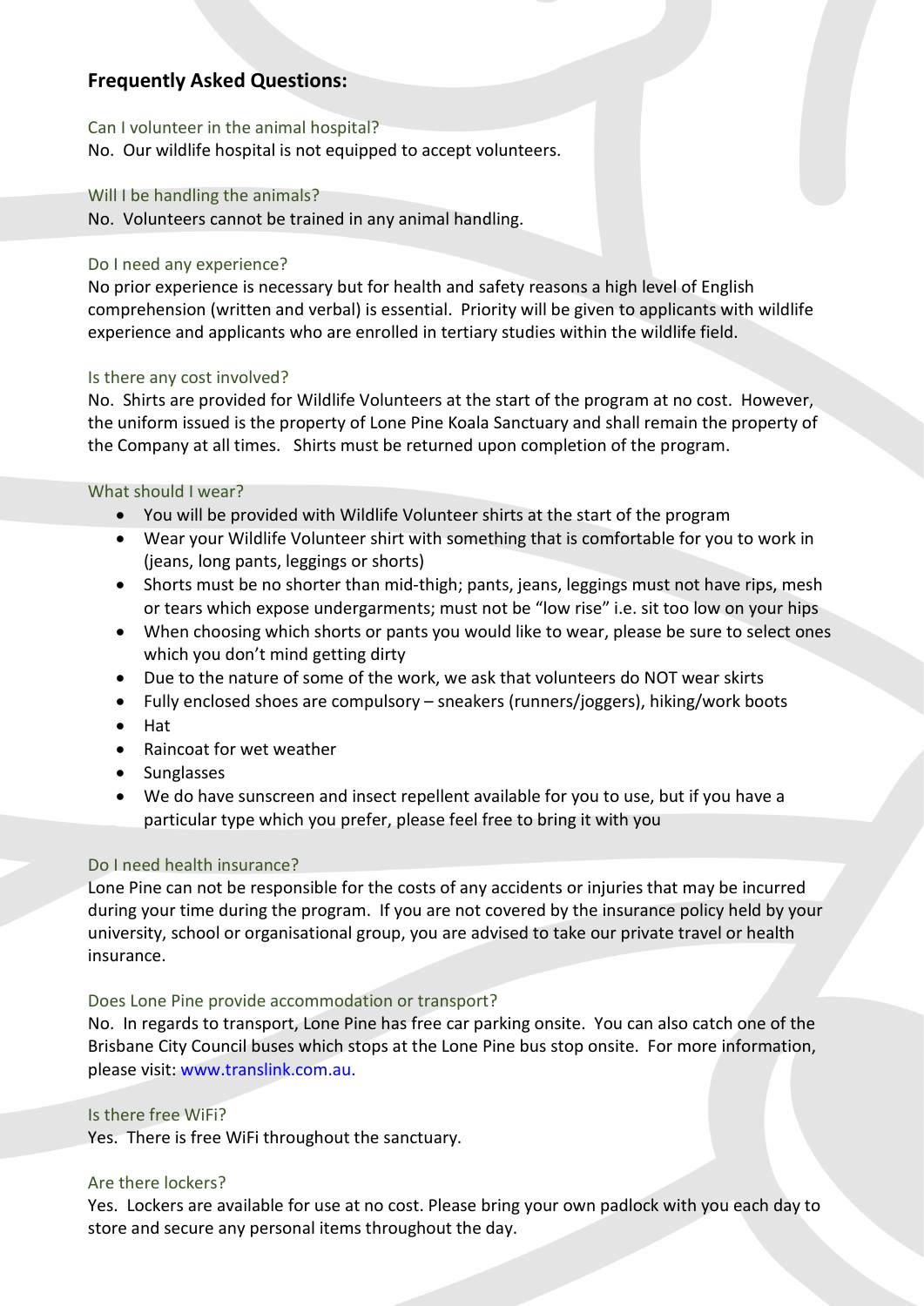## Frequently Asked Questions:

### Can I volunteer in the animal hospital?

No. Our wildlife hospital is not equipped to accept volunteers.

### Will I be handling the animals?

No. Volunteers cannot be trained in any animal handling.

### Do I need any experience?

No prior experience is necessary but for health and safety reasons a high level of English comprehension (written and verbal) is essential. Priority will be given to applicants with wildlife experience and applicants who are enrolled in tertiary studies within the wildlife field.

### Is there any cost involved?

No. Shirts are provided for Wildlife Volunteers at the start of the program at no cost. However, the uniform issued is the property of Lone Pine Koala Sanctuary and shall remain the property of the Company at all times. Shirts must be returned upon completion of the program.

### What should I wear?

- You will be provided with Wildlife Volunteer shirts at the start of the program
- Wear your Wildlife Volunteer shirt with something that is comfortable for you to work in (jeans, long pants, leggings or shorts)
- Shorts must be no shorter than mid-thigh; pants, jeans, leggings must not have rips, mesh or tears which expose undergarments; must not be "low rise" i.e. sit too low on your hips
- When choosing which shorts or pants you would like to wear, please be sure to select ones which you don't mind getting dirty
- Due to the nature of some of the work, we ask that volunteers do NOT wear skirts
- Fully enclosed shoes are compulsory – sneakers (runners/joggers), hiking/work boots
- Hat
- Raincoat for wet weather
- Sunglasses
- We do have sunscreen and insect repellent available for you to use, but if you have a particular type which you prefer, please feel free to bring it with you

### Do I need health insurance?

Lone Pine can not be responsible for the costs of any accidents or injuries that may be incurred during your time during the program. If you are not covered by the insurance policy held by your university, school or organisational group, you are advised to take our private travel or health insurance.

### Does Lone Pine provide accommodation or transport?

No. In regards to transport, Lone Pine has free car parking onsite. You can also catch one of the Brisbane City Council buses which stops at the Lone Pine bus stop onsite. For more information, please visit: www.translink.com.au.

### Is there free WiFi?

Yes. There is free WiFi throughout the sanctuary.

### Are there lockers?

Yes. Lockers are available for use at no cost. Please bring your own padlock with you each day to store and secure any personal items throughout the day.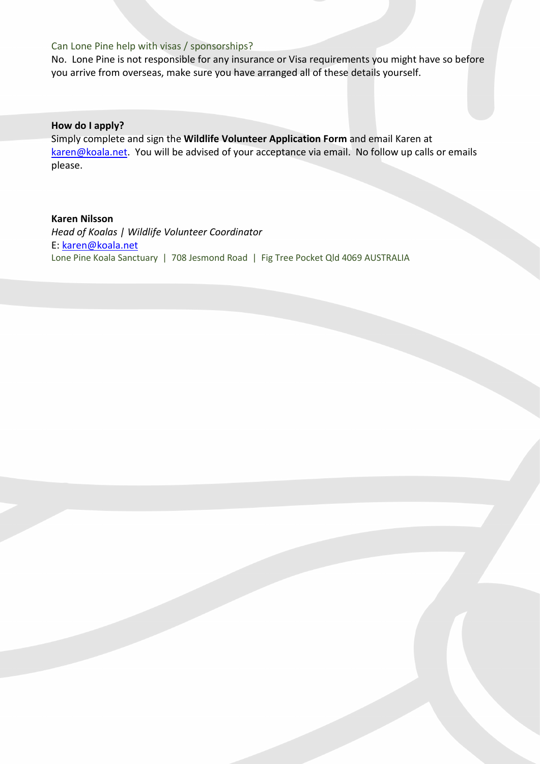### Can Lone Pine help with visas / sponsorships?

No. Lone Pine is not responsible for any insurance or Visa requirements you might have so before you arrive from overseas, make sure you have arranged all of these details yourself.

**How do I apply?**

Simply complete and sign the **Wildlife Volunteer Application Form** and email Karen at karen@koala.net. You will be advised of your acceptance via email. No follow up calls or emails please.

**Karen Nilsson**
*Head of Koalas | Wildlife Volunteer Coordinator*
E: karen@koala.net
Lone Pine Koala Sanctuary | 708 Jesmond Road | Fig Tree Pocket Qld 4069 AUSTRALIA